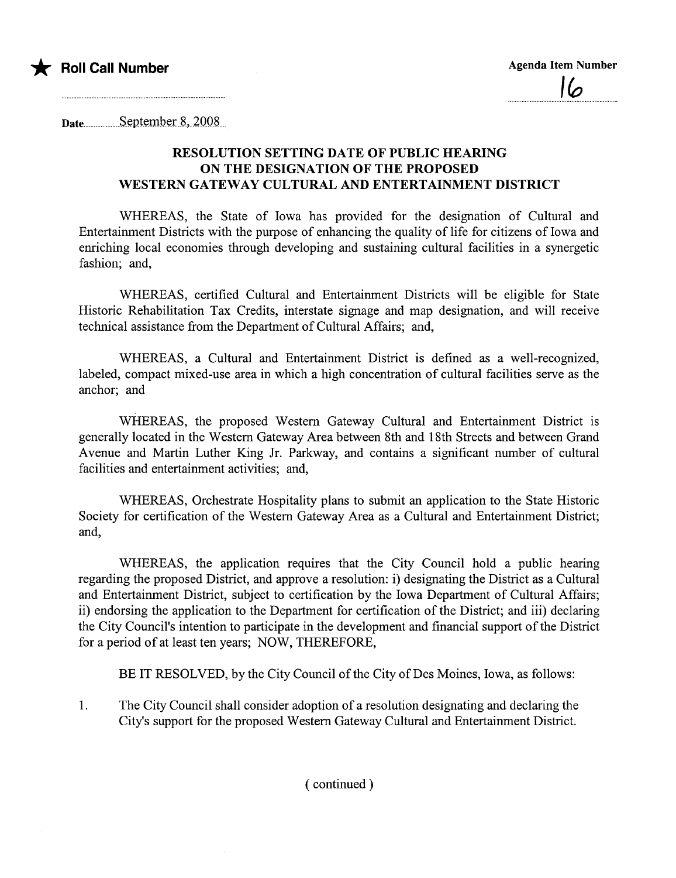★ **Roll Call Number**

Agenda Item Number

16

Date September 8, 2008

## RESOLUTION SETTING DATE OF PUBLIC HEARING ON THE DESIGNATION OF THE PROPOSED WESTERN GATEWAY CULTURAL AND ENTERTAINMENT DISTRICT

WHEREAS, the State of Iowa has provided for the designation of Cultural and Entertainment Districts with the purpose of enhancing the quality of life for citizens of Iowa and enriching local economies through developing and sustaining cultural facilities in a synergetic fashion; and,

WHEREAS, certified Cultural and Entertainment Districts will be eligible for State Historic Rehabilitation Tax Credits, interstate signage and map designation, and will receive technical assistance from the Department of Cultural Affairs; and,

WHEREAS, a Cultural and Entertainment District is defined as a well-recognized, labeled, compact mixed-use area in which a high concentration of cultural facilities serve as the anchor; and

WHEREAS, the proposed Western Gateway Cultural and Entertainment District is generally located in the Western Gateway Area between 8th and 18th Streets and between Grand Avenue and Martin Luther King Jr. Parkway, and contains a significant number of cultural facilities and entertainment activities; and,

WHEREAS, Orchestrate Hospitality plans to submit an application to the State Historic Society for certification of the Western Gateway Area as a Cultural and Entertainment District; and,

WHEREAS, the application requires that the City Council hold a public hearing regarding the proposed District, and approve a resolution: i) designating the District as a Cultural and Entertainment District, subject to certification by the Iowa Department of Cultural Affairs; ii) endorsing the application to the Department for certification of the District; and iii) declaring the City Council's intention to participate in the development and financial support of the District for a period of at least ten years; NOW, THEREFORE,

BE IT RESOLVED, by the City Council of the City of Des Moines, Iowa, as follows:

1. The City Council shall consider adoption of a resolution designating and declaring the City's support for the proposed Western Gateway Cultural and Entertainment District.

( continued )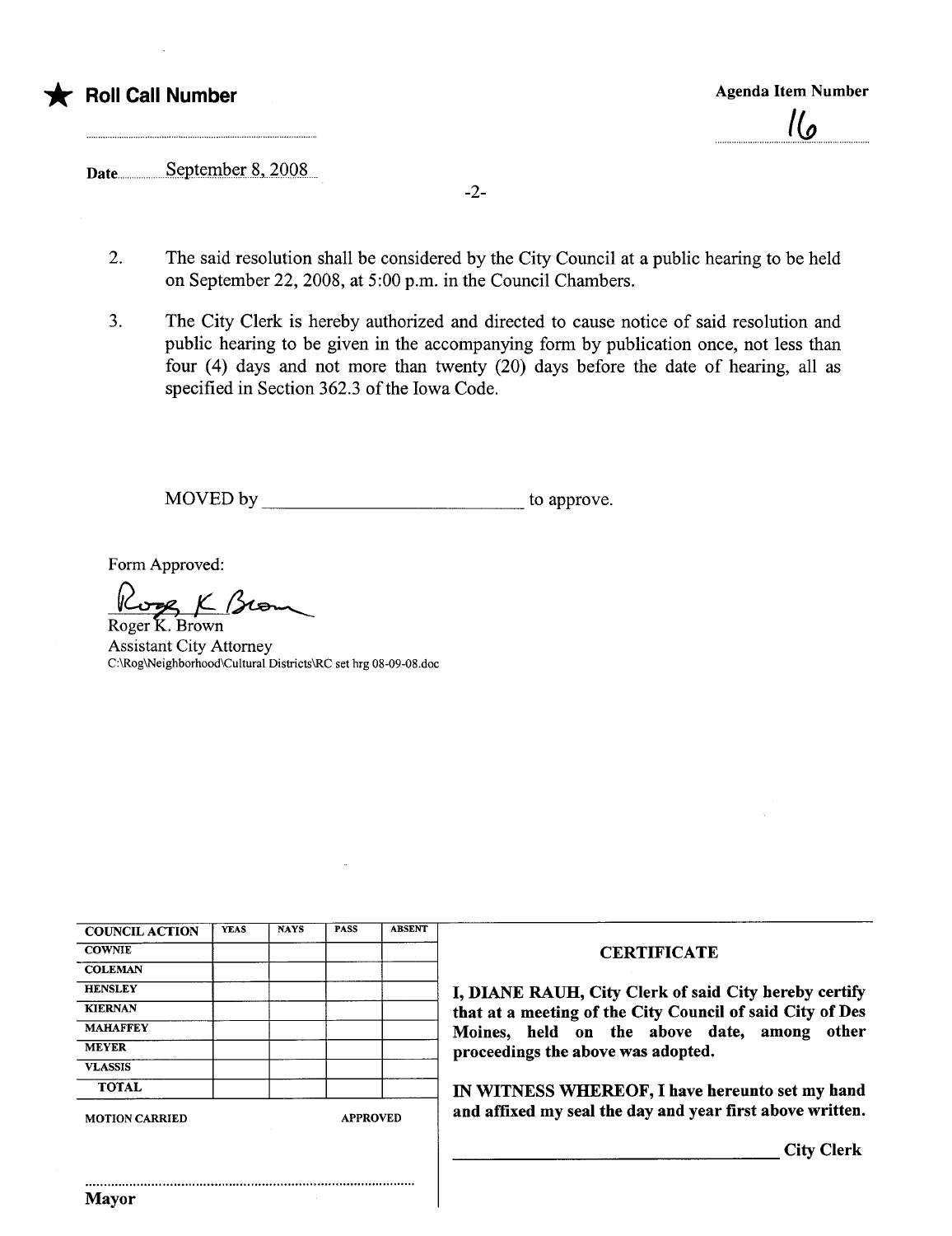★ **Roll Call Number**

**Agenda Item Number**

16

Date September 8, 2008

2. The said resolution shall be considered by the City Council at a public hearing to be held on September 22, 2008, at 5:00 p.m. in the Council Chambers.

3. The City Clerk is hereby authorized and directed to cause notice of said resolution and public hearing to be given in the accompanying form by publication once, not less than four (4) days and not more than twenty (20) days before the date of hearing, all as specified in Section 362.3 of the Iowa Code.

MOVED by ______________________ to approve.

Form Approved:

Roger K. Brown
Roger K. Brown
Assistant City Attorney
C:\Rog\Neighborhood\Cultural Districts\RC set hrg 08-09-08.doc

| COUNCIL ACTION | YEAS | NAYS | PASS | ABSENT |
|---|---|---|---|---|
| COWNIE | | | | |
| COLEMAN | | | | |
| HENSLEY | | | | |
| KIERNAN | | | | |
| MAHAFFEY | | | | |
| MEYER | | | | |
| VLASSIS | | | | |
| TOTAL | | | | |

MOTION CARRIED APPROVED

..................................................
**Mayor**

**CERTIFICATE**

**I, DIANE RAUH, City Clerk of said City hereby certify that at a meeting of the City Council of said City of Des Moines, held on the above date, among other proceedings the above was adopted.**

**IN WITNESS WHEREOF, I have hereunto set my hand and affixed my seal the day and year first above written.**

______________________ **City Clerk**